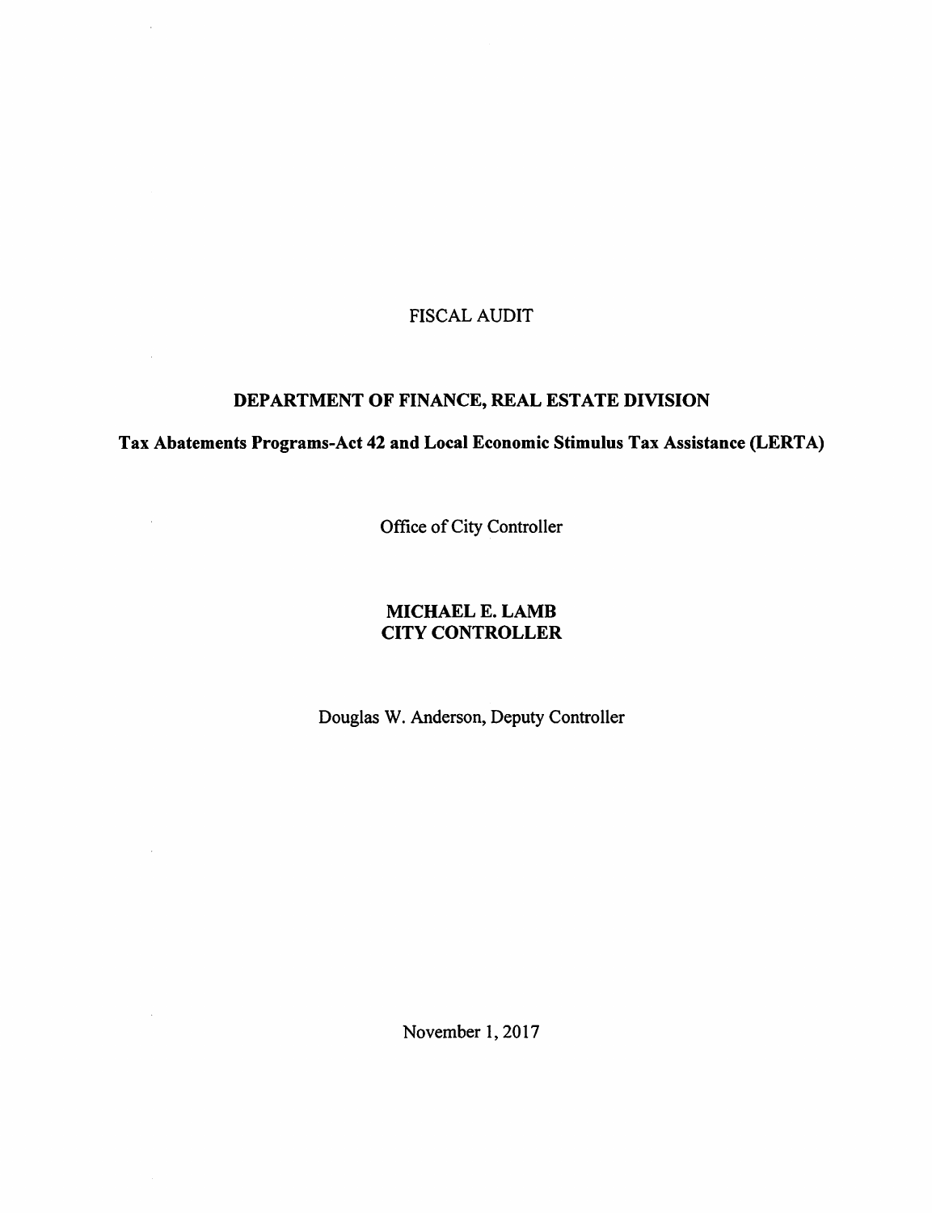FISCAL AUDIT

# DEPARTMENT OF FINANCE, REAL ESTATE DIVISION

## Tax Abatements Programs-Act 42 and Local Economic Stimulus Tax Assistance (LERTA)

Office of City Controller

**MICHAEL E. LAMB**
**CITY CONTROLLER**

Douglas W. Anderson, Deputy Controller

November 1, 2017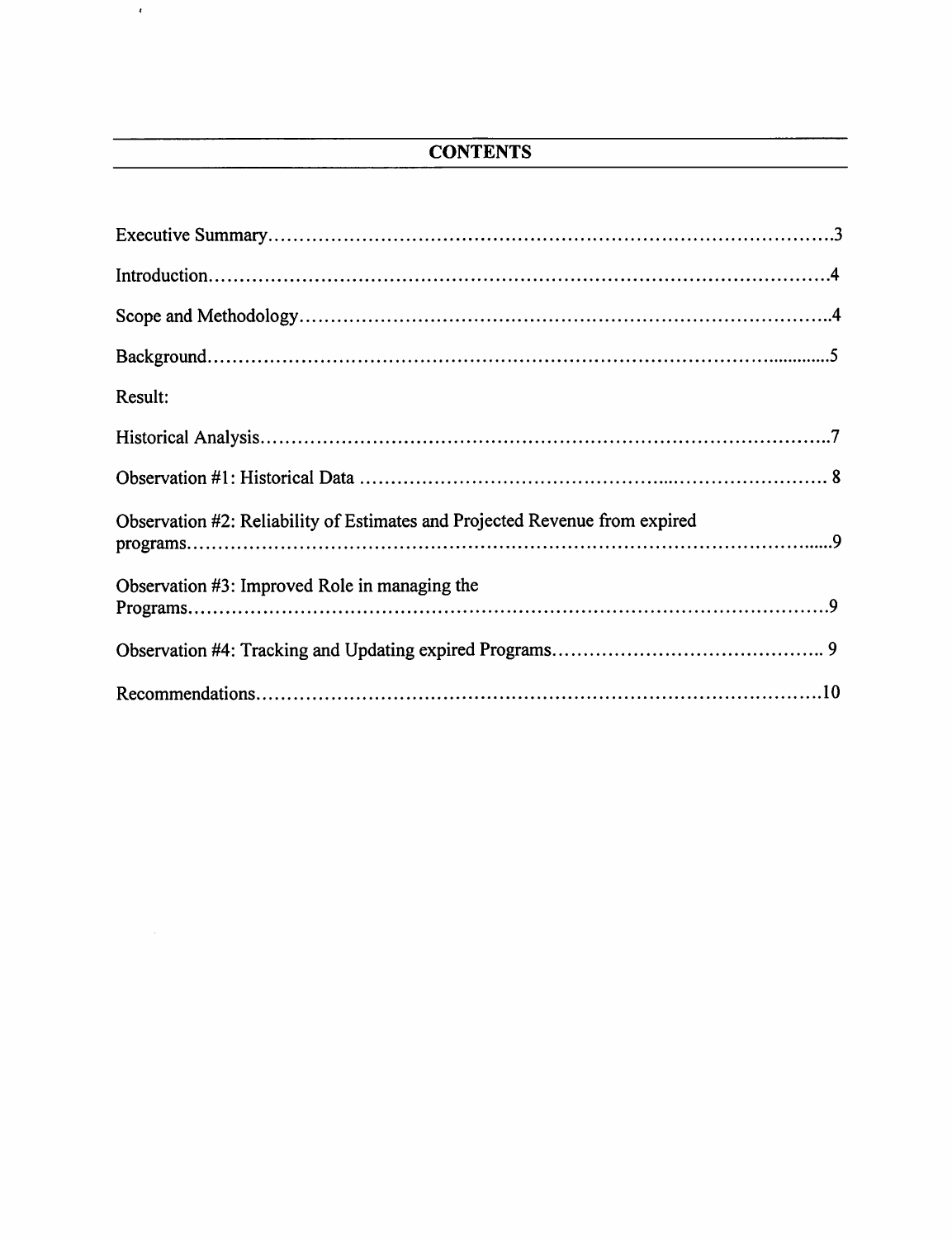## CONTENTS

Executive Summary....................................................................................3

Introduction..............................................................................................4

Scope and Methodology...............................................................................4

Background...............................................................................................5

Result:

Historical Analysis......................................................................................7

Observation #1: Historical Data ..................................................................8

Observation #2: Reliability of Estimates and Projected Revenue from expired programs.........................................................................................................9

Observation #3: Improved Role in managing the Programs.......................................................................................................9

Observation #4: Tracking and Updating expired Programs..................................9

Recommendations......................................................................................10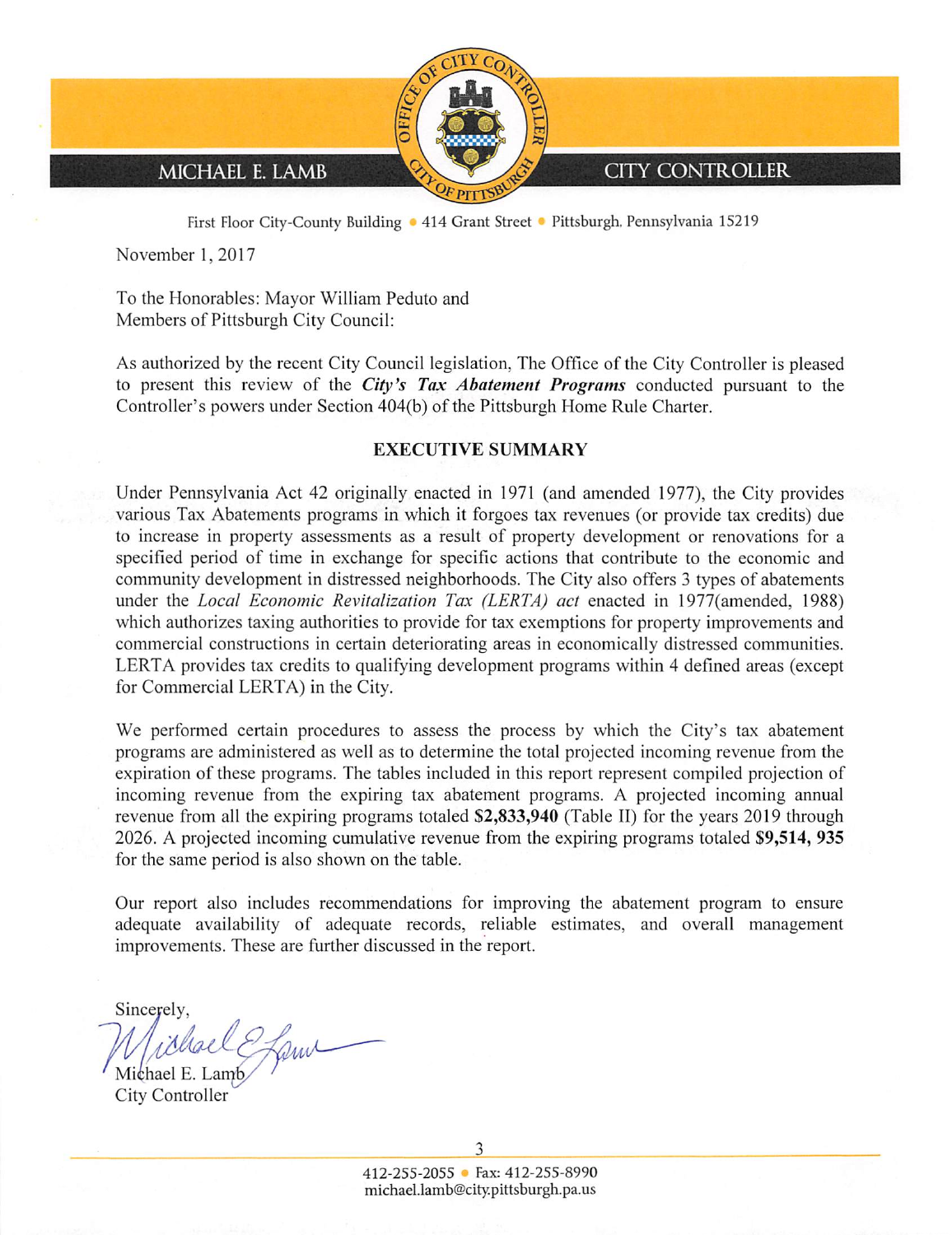MICHAEL E. LAMB — CITY CONTROLLER

First Floor City-County Building • 414 Grant Street • Pittsburgh, Pennsylvania 15219

November 1, 2017

To the Honorables: Mayor William Peduto and
Members of Pittsburgh City Council:

As authorized by the recent City Council legislation, The Office of the City Controller is pleased to present this review of the ***City's Tax Abatement Programs*** conducted pursuant to the Controller's powers under Section 404(b) of the Pittsburgh Home Rule Charter.

## EXECUTIVE SUMMARY

Under Pennsylvania Act 42 originally enacted in 1971 (and amended 1977), the City provides various Tax Abatements programs in which it forgoes tax revenues (or provide tax credits) due to increase in property assessments as a result of property development or renovations for a specified period of time in exchange for specific actions that contribute to the economic and community development in distressed neighborhoods. The City also offers 3 types of abatements under the *Local Economic Revitalization Tax (LERTA) act* enacted in 1977(amended, 1988) which authorizes taxing authorities to provide for tax exemptions for property improvements and commercial constructions in certain deteriorating areas in economically distressed communities. LERTA provides tax credits to qualifying development programs within 4 defined areas (except for Commercial LERTA) in the City.

We performed certain procedures to assess the process by which the City's tax abatement programs are administered as well as to determine the total projected incoming revenue from the expiration of these programs. The tables included in this report represent compiled projection of incoming revenue from the expiring tax abatement programs. A projected incoming annual revenue from all the expiring programs totaled **$2,833,940** (Table II) for the years 2019 through 2026. A projected incoming cumulative revenue from the expiring programs totaled **$9,514, 935** for the same period is also shown on the table.

Our report also includes recommendations for improving the abatement program to ensure adequate availability of adequate records, reliable estimates, and overall management improvements. These are further discussed in the report.

Sincerely,

Michael E. Lamb
City Controller

412-255-2055 • Fax: 412-255-8990
michael.lamb@city.pittsburgh.pa.us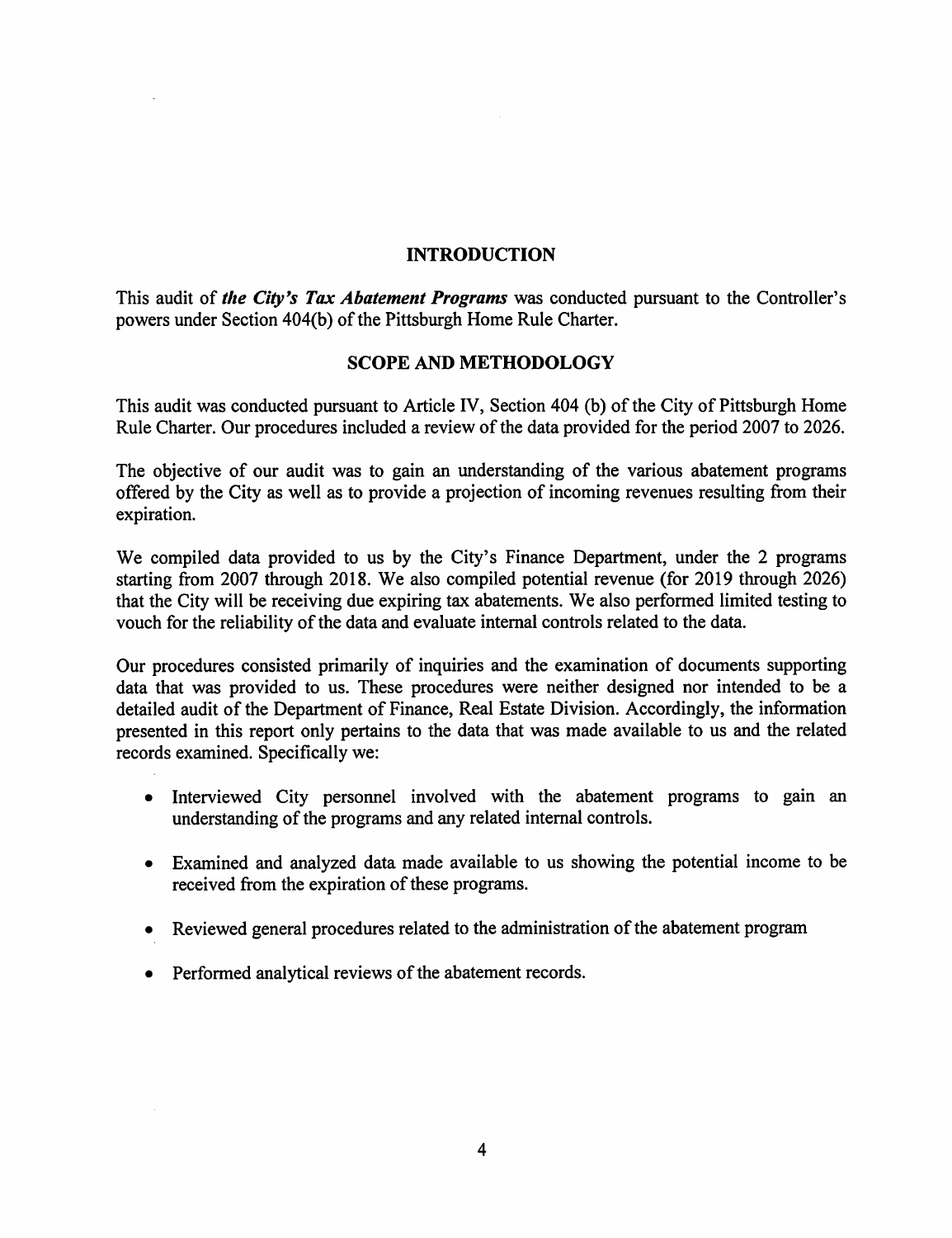## INTRODUCTION

This audit of ***the City's Tax Abatement Programs*** was conducted pursuant to the Controller's powers under Section 404(b) of the Pittsburgh Home Rule Charter.

## SCOPE AND METHODOLOGY

This audit was conducted pursuant to Article IV, Section 404 (b) of the City of Pittsburgh Home Rule Charter. Our procedures included a review of the data provided for the period 2007 to 2026.

The objective of our audit was to gain an understanding of the various abatement programs offered by the City as well as to provide a projection of incoming revenues resulting from their expiration.

We compiled data provided to us by the City's Finance Department, under the 2 programs starting from 2007 through 2018. We also compiled potential revenue (for 2019 through 2026) that the City will be receiving due expiring tax abatements. We also performed limited testing to vouch for the reliability of the data and evaluate internal controls related to the data.

Our procedures consisted primarily of inquiries and the examination of documents supporting data that was provided to us. These procedures were neither designed nor intended to be a detailed audit of the Department of Finance, Real Estate Division. Accordingly, the information presented in this report only pertains to the data that was made available to us and the related records examined. Specifically we:

- Interviewed City personnel involved with the abatement programs to gain an understanding of the programs and any related internal controls.
- Examined and analyzed data made available to us showing the potential income to be received from the expiration of these programs.
- Reviewed general procedures related to the administration of the abatement program
- Performed analytical reviews of the abatement records.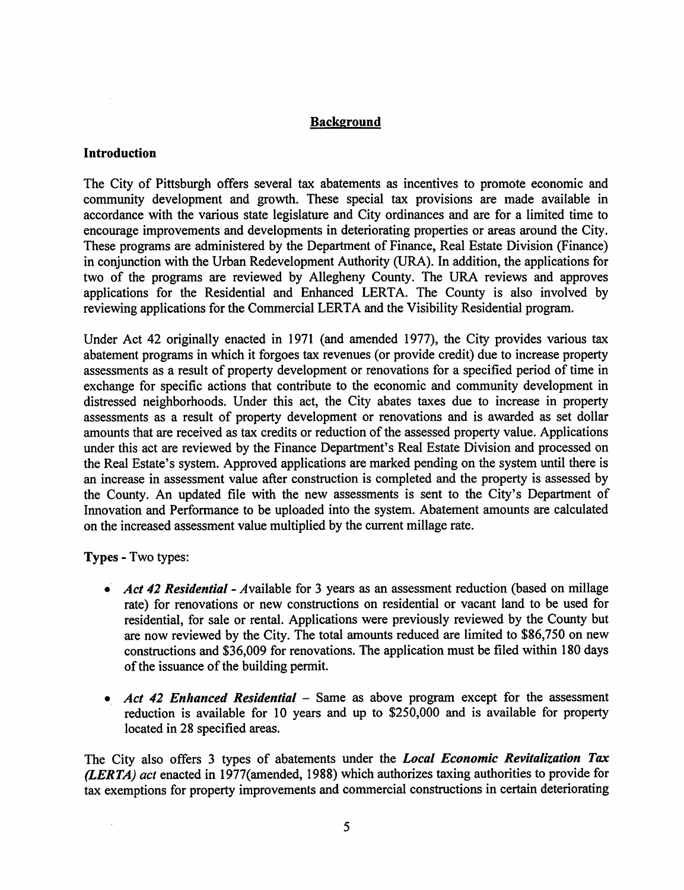## Background

### Introduction

The City of Pittsburgh offers several tax abatements as incentives to promote economic and community development and growth. These special tax provisions are made available in accordance with the various state legislature and City ordinances and are for a limited time to encourage improvements and developments in deteriorating properties or areas around the City. These programs are administered by the Department of Finance, Real Estate Division (Finance) in conjunction with the Urban Redevelopment Authority (URA). In addition, the applications for two of the programs are reviewed by Allegheny County. The URA reviews and approves applications for the Residential and Enhanced LERTA. The County is also involved by reviewing applications for the Commercial LERTA and the Visibility Residential program.

Under Act 42 originally enacted in 1971 (and amended 1977), the City provides various tax abatement programs in which it forgoes tax revenues (or provide credit) due to increase property assessments as a result of property development or renovations for a specified period of time in exchange for specific actions that contribute to the economic and community development in distressed neighborhoods. Under this act, the City abates taxes due to increase in property assessments as a result of property development or renovations and is awarded as set dollar amounts that are received as tax credits or reduction of the assessed property value. Applications under this act are reviewed by the Finance Department's Real Estate Division and processed on the Real Estate's system. Approved applications are marked pending on the system until there is an increase in assessment value after construction is completed and the property is assessed by the County. An updated file with the new assessments is sent to the City's Department of Innovation and Performance to be uploaded into the system. Abatement amounts are calculated on the increased assessment value multiplied by the current millage rate.

**Types** - Two types:

- ***Act 42 Residential*** - *A*vailable for 3 years as an assessment reduction (based on millage rate) for renovations or new constructions on residential or vacant land to be used for residential, for sale or rental. Applications were previously reviewed by the County but are now reviewed by the City. The total amounts reduced are limited to $86,750 on new constructions and $36,009 for renovations. The application must be filed within 180 days of the issuance of the building permit.

- ***Act 42 Enhanced Residential*** – Same as above program except for the assessment reduction is available for 10 years and up to $250,000 and is available for property located in 28 specified areas.

The City also offers 3 types of abatements under the ***Local Economic Revitalization Tax (LERTA) act*** enacted in 1977(amended, 1988) which authorizes taxing authorities to provide for tax exemptions for property improvements and commercial constructions in certain deteriorating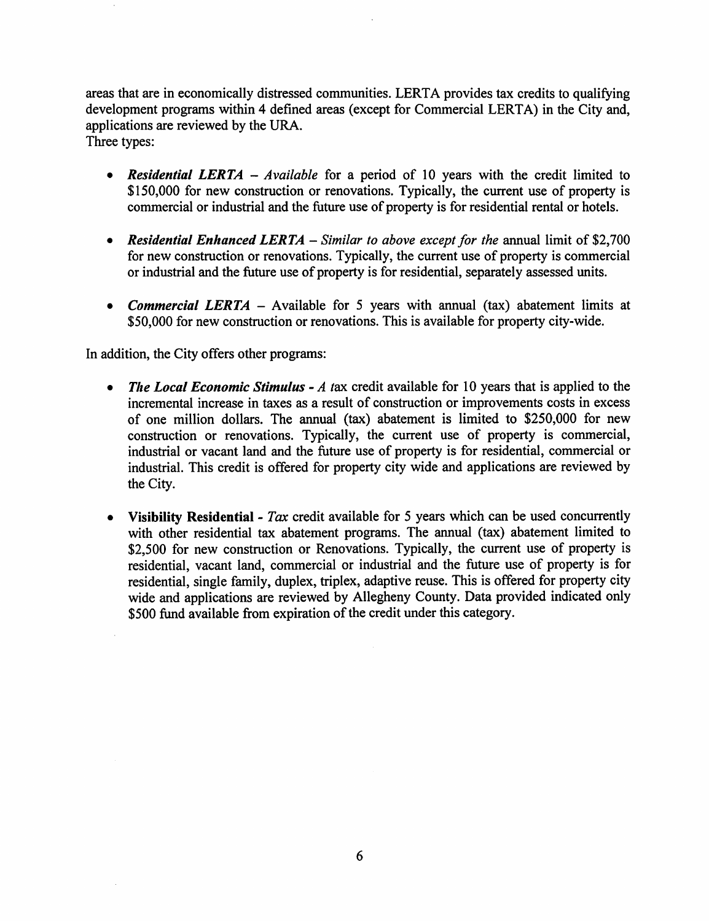areas that are in economically distressed communities. LERTA provides tax credits to qualifying development programs within 4 defined areas (except for Commercial LERTA) in the City and, applications are reviewed by the URA.
Three types:

- ***Residential LERTA*** – *Available* for a period of 10 years with the credit limited to $150,000 for new construction or renovations. Typically, the current use of property is commercial or industrial and the future use of property is for residential rental or hotels.

- ***Residential Enhanced LERTA*** – *Similar to above except for the* annual limit of $2,700 for new construction or renovations. Typically, the current use of property is commercial or industrial and the future use of property is for residential, separately assessed units.

- ***Commercial LERTA*** – Available for 5 years with annual (tax) abatement limits at $50,000 for new construction or renovations. This is available for property city-wide.

In addition, the City offers other programs:

- ***The Local Economic Stimulus*** - *A t*ax credit available for 10 years that is applied to the incremental increase in taxes as a result of construction or improvements costs in excess of one million dollars. The annual (tax) abatement is limited to $250,000 for new construction or renovations. Typically, the current use of property is commercial, industrial or vacant land and the future use of property is for residential, commercial or industrial. This credit is offered for property city wide and applications are reviewed by the City.

- **Visibility Residential** - *Tax* credit available for 5 years which can be used concurrently with other residential tax abatement programs. The annual (tax) abatement limited to $2,500 for new construction or Renovations. Typically, the current use of property is residential, vacant land, commercial or industrial and the future use of property is for residential, single family, duplex, triplex, adaptive reuse. This is offered for property city wide and applications are reviewed by Allegheny County. Data provided indicated only $500 fund available from expiration of the credit under this category.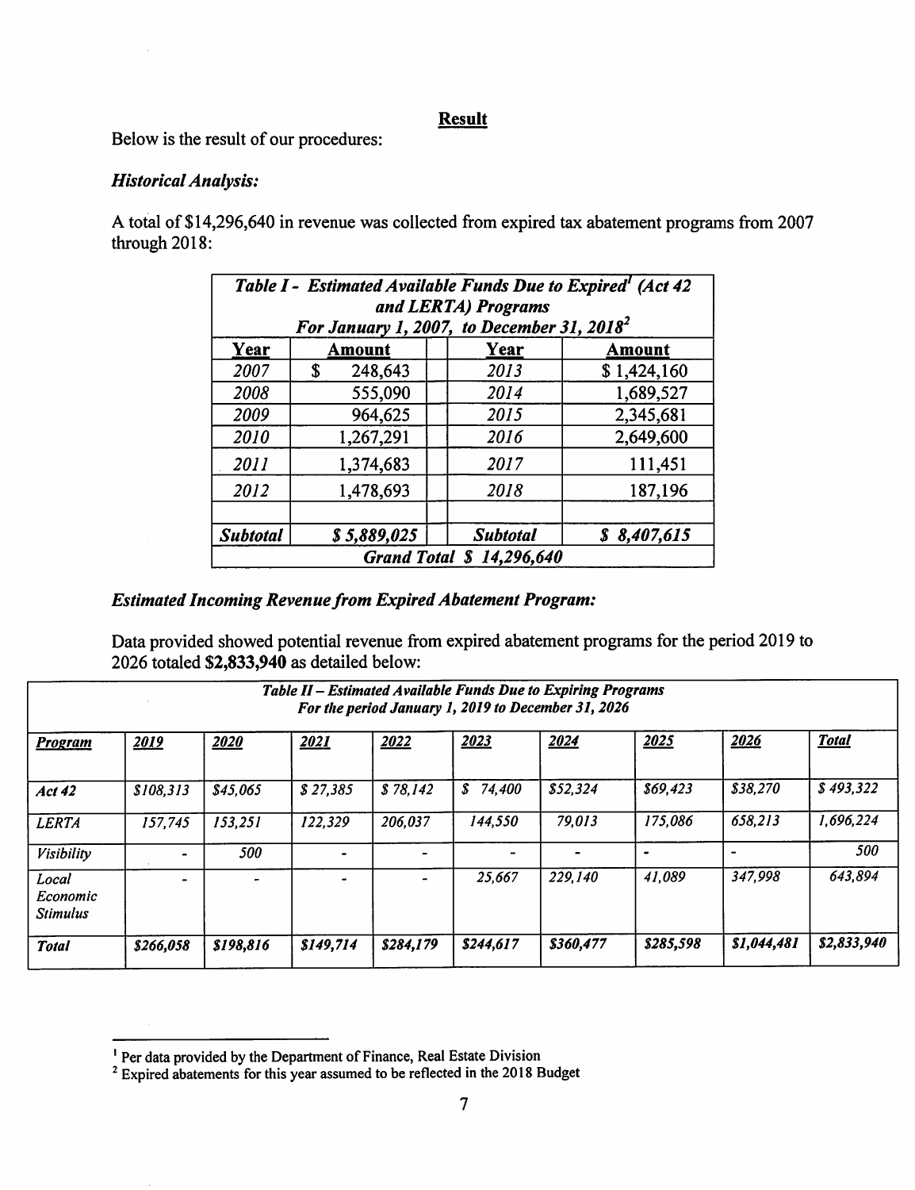## **Result**

Below is the result of our procedures:

*Historical Analysis:*

A total of $14,296,640 in revenue was collected from expired tax abatement programs from 2007 through 2018:

| *Table I - Estimated Available Funds Due to Expired[1] (Act 42 and LERTA) Programs For January 1, 2007, to December 31, 2018[2]* | | | | |
|---|---|---|---|---|
| **Year** | **Amount** | | **Year** | **Amount** |
| *2007* | $ 248,643 | | *2013* | $ 1,424,160 |
| *2008* | 555,090 | | *2014* | 1,689,527 |
| *2009* | 964,625 | | *2015* | 2,345,681 |
| *2010* | 1,267,291 | | *2016* | 2,649,600 |
| *2011* | 1,374,683 | | *2017* | 111,451 |
| *2012* | 1,478,693 | | *2018* | 187,196 |
| | | | | |
| ***Subtotal*** | ***$ 5,889,025*** | | ***Subtotal*** | ***$ 8,407,615*** |
| ***Grand Total $ 14,296,640*** | | | | |

*Estimated Incoming Revenue from Expired Abatement Program:*

Data provided showed potential revenue from expired abatement programs for the period 2019 to 2026 totaled **$2,833,940** as detailed below:

| ***Table II – Estimated Available Funds Due to Expiring Programs For the period January 1, 2019 to December 31, 2026*** | | | | | | | | | |
|---|---|---|---|---|---|---|---|---|---|
| ***Program*** | ***2019*** | ***2020*** | ***2021*** | ***2022*** | ***2023*** | ***2024*** | ***2025*** | ***2026*** | ***Total*** |
| ***Act 42*** | *$108,313* | *$45,065* | *$ 27,385* | *$ 78,142* | *$ 74,400* | *$52,324* | *$69,423* | *$38,270* | *$ 493,322* |
| *LERTA* | *157,745* | *153,251* | *122,329* | *206,037* | *144,550* | *79,013* | *175,086* | *658,213* | *1,696,224* |
| *Visibility* | - | *500* | - | - | - | - | - | - | *500* |
| *Local Economic Stimulus* | - | - | - | - | *25,667* | *229,140* | *41,089* | *347,998* | *643,894* |
| ***Total*** | ***$266,058*** | ***$198,816*** | ***$149,714*** | ***$284,179*** | ***$244,617*** | ***$360,477*** | ***$285,598*** | ***$1,044,481*** | ***$2,833,940*** |

---

[1] Per data provided by the Department of Finance, Real Estate Division

[2] Expired abatements for this year assumed to be reflected in the 2018 Budget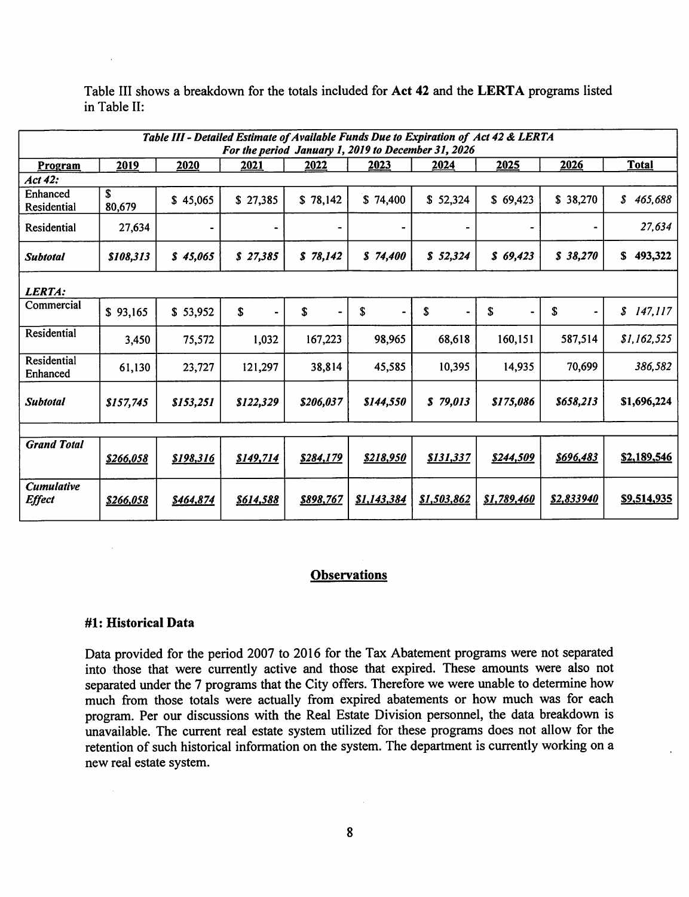Table III shows a breakdown for the totals included for **Act 42** and the **LERTA** programs listed in Table II:

| *Table III - Detailed Estimate of Available Funds Due to Expiration of Act 42 & LERTA For the period January 1, 2019 to December 31, 2026* | | | | | | | | | |
|---|---|---|---|---|---|---|---|---|---|
| **Program** | **2019** | **2020** | **2021** | **2022** | **2023** | **2024** | **2025** | **2026** | **Total** |
| ***Act 42:*** | | | | | | | | | |
| Enhanced Residential | $ 80,679 | $ 45,065 | $ 27,385 | $ 78,142 | $ 74,400 | $ 52,324 | $ 69,423 | $ 38,270 | *$ 465,688* |
| Residential | 27,634 | - | - | - | - | - | - | - | *27,634* |
| ***Subtotal*** | ***$108,313*** | ***$ 45,065*** | ***$ 27,385*** | ***$ 78,142*** | ***$ 74,400*** | ***$ 52,324*** | ***$ 69,423*** | ***$ 38,270*** | **$ 493,322** |
| ***LERTA:*** | | | | | | | | | |
| Commercial | $ 93,165 | $ 53,952 | $ - | $ - | $ - | $ - | $ - | $ - | *$ 147,117* |
| Residential | 3,450 | 75,572 | 1,032 | 167,223 | 98,965 | 68,618 | 160,151 | 587,514 | *$1,162,525* |
| Residential Enhanced | 61,130 | 23,727 | 121,297 | 38,814 | 45,585 | 10,395 | 14,935 | 70,699 | *386,582* |
| ***Subtotal*** | ***$157,745*** | ***$153,251*** | ***$122,329*** | ***$206,037*** | ***$144,550*** | ***$ 79,013*** | ***$175,086*** | ***$658,213*** | **$1,696,224** |
| ***Grand Total*** | ***$266,058*** | ***$198,316*** | ***$149,714*** | ***$284,179*** | ***$218,950*** | ***$131,337*** | ***$244,509*** | ***$696,483*** | **$2,189,546** |
| ***Cumulative Effect*** | ***$266,058*** | ***$464,874*** | ***$614,588*** | ***$898,767*** | ***$1,143,384*** | ***$1,503,862*** | ***$1,789,460*** | ***$2,833940*** | **$9,514,935** |

## Observations

### #1: Historical Data

Data provided for the period 2007 to 2016 for the Tax Abatement programs were not separated into those that were currently active and those that expired. These amounts were also not separated under the 7 programs that the City offers. Therefore we were unable to determine how much from those totals were actually from expired abatements or how much was for each program. Per our discussions with the Real Estate Division personnel, the data breakdown is unavailable. The current real estate system utilized for these programs does not allow for the retention of such historical information on the system. The department is currently working on a new real estate system.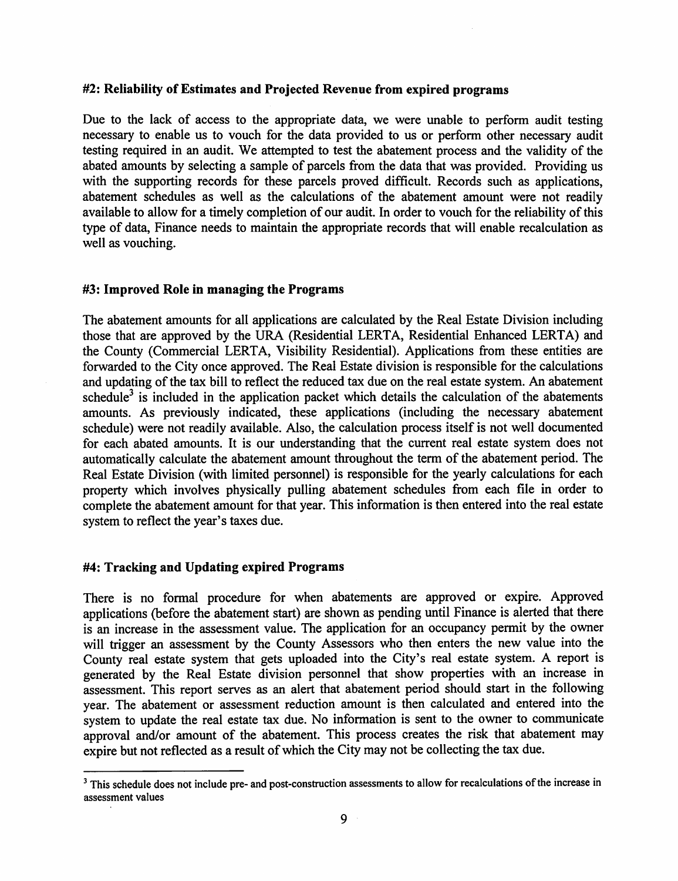### #2: Reliability of Estimates and Projected Revenue from expired programs

Due to the lack of access to the appropriate data, we were unable to perform audit testing necessary to enable us to vouch for the data provided to us or perform other necessary audit testing required in an audit. We attempted to test the abatement process and the validity of the abated amounts by selecting a sample of parcels from the data that was provided. Providing us with the supporting records for these parcels proved difficult. Records such as applications, abatement schedules as well as the calculations of the abatement amount were not readily available to allow for a timely completion of our audit. In order to vouch for the reliability of this type of data, Finance needs to maintain the appropriate records that will enable recalculation as well as vouching.

### #3: Improved Role in managing the Programs

The abatement amounts for all applications are calculated by the Real Estate Division including those that are approved by the URA (Residential LERTA, Residential Enhanced LERTA) and the County (Commercial LERTA, Visibility Residential). Applications from these entities are forwarded to the City once approved. The Real Estate division is responsible for the calculations and updating of the tax bill to reflect the reduced tax due on the real estate system. An abatement schedule[3] is included in the application packet which details the calculation of the abatements amounts. As previously indicated, these applications (including the necessary abatement schedule) were not readily available. Also, the calculation process itself is not well documented for each abated amounts. It is our understanding that the current real estate system does not automatically calculate the abatement amount throughout the term of the abatement period. The Real Estate Division (with limited personnel) is responsible for the yearly calculations for each property which involves physically pulling abatement schedules from each file in order to complete the abatement amount for that year. This information is then entered into the real estate system to reflect the year's taxes due.

### #4: Tracking and Updating expired Programs

There is no formal procedure for when abatements are approved or expire. Approved applications (before the abatement start) are shown as pending until Finance is alerted that there is an increase in the assessment value. The application for an occupancy permit by the owner will trigger an assessment by the County Assessors who then enters the new value into the County real estate system that gets uploaded into the City's real estate system. A report is generated by the Real Estate division personnel that show properties with an increase in assessment. This report serves as an alert that abatement period should start in the following year. The abatement or assessment reduction amount is then calculated and entered into the system to update the real estate tax due. No information is sent to the owner to communicate approval and/or amount of the abatement. This process creates the risk that abatement may expire but not reflected as a result of which the City may not be collecting the tax due.

[3] This schedule does not include pre- and post-construction assessments to allow for recalculations of the increase in assessment values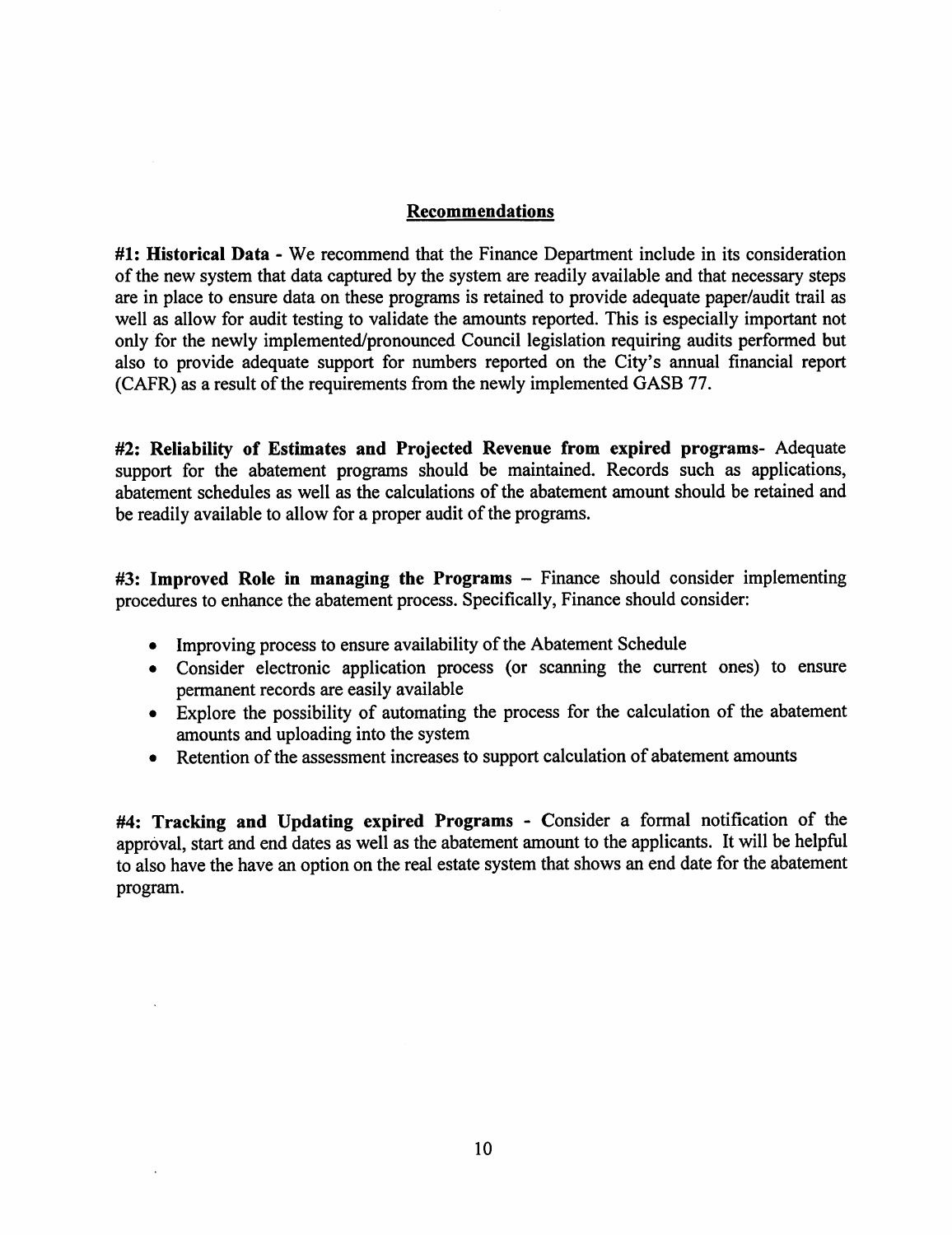## Recommendations

**#1: Historical Data -** We recommend that the Finance Department include in its consideration of the new system that data captured by the system are readily available and that necessary steps are in place to ensure data on these programs is retained to provide adequate paper/audit trail as well as allow for audit testing to validate the amounts reported. This is especially important not only for the newly implemented/pronounced Council legislation requiring audits performed but also to provide adequate support for numbers reported on the City's annual financial report (CAFR) as a result of the requirements from the newly implemented GASB 77.

**#2: Reliability of Estimates and Projected Revenue from expired programs**- Adequate support for the abatement programs should be maintained. Records such as applications, abatement schedules as well as the calculations of the abatement amount should be retained and be readily available to allow for a proper audit of the programs.

**#3: Improved Role in managing the Programs** – Finance should consider implementing procedures to enhance the abatement process. Specifically, Finance should consider:

- Improving process to ensure availability of the Abatement Schedule
- Consider electronic application process (or scanning the current ones) to ensure permanent records are easily available
- Explore the possibility of automating the process for the calculation of the abatement amounts and uploading into the system
- Retention of the assessment increases to support calculation of abatement amounts

**#4: Tracking and Updating expired Programs -** Consider a formal notification of the approval, start and end dates as well as the abatement amount to the applicants. It will be helpful to also have the have an option on the real estate system that shows an end date for the abatement program.